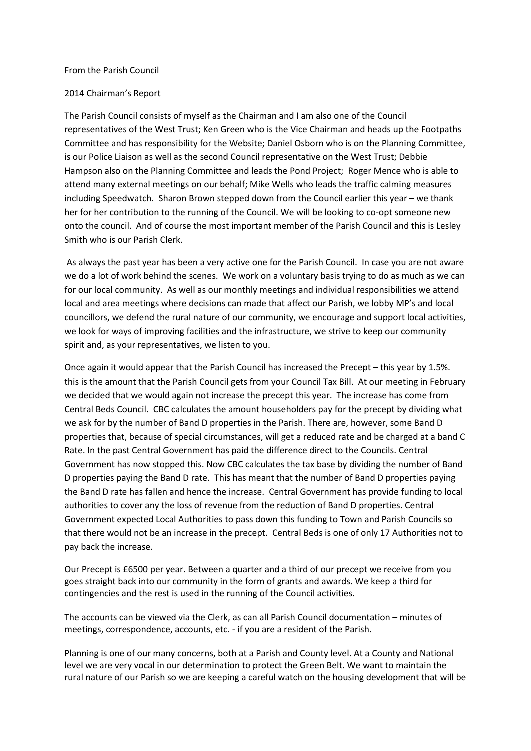From the Parish Council

2014 Chairman's Report

The Parish Council consists of myself as the Chairman and I am also one of the Council representatives of the West Trust; Ken Green who is the Vice Chairman and heads up the Footpaths Committee and has responsibility for the Website; Daniel Osborn who is on the Planning Committee, is our Police Liaison as well as the second Council representative on the West Trust; Debbie Hampson also on the Planning Committee and leads the Pond Project; Roger Mence who is able to attend many external meetings on our behalf; Mike Wells who leads the traffic calming measures including Speedwatch. Sharon Brown stepped down from the Council earlier this year – we thank her for her contribution to the running of the Council. We will be looking to co-opt someone new onto the council. And of course the most important member of the Parish Council and this is Lesley Smith who is our Parish Clerk.

As always the past year has been a very active one for the Parish Council. In case you are not aware we do a lot of work behind the scenes. We work on a voluntary basis trying to do as much as we can for our local community. As well as our monthly meetings and individual responsibilities we attend local and area meetings where decisions can made that affect our Parish, we lobby MP's and local councillors, we defend the rural nature of our community, we encourage and support local activities, we look for ways of improving facilities and the infrastructure, we strive to keep our community spirit and, as your representatives, we listen to you.

Once again it would appear that the Parish Council has increased the Precept – this year by 1.5%. this is the amount that the Parish Council gets from your Council Tax Bill. At our meeting in February we decided that we would again not increase the precept this year. The increase has come from Central Beds Council. CBC calculates the amount householders pay for the precept by dividing what we ask for by the number of Band D properties in the Parish. There are, however, some Band D properties that, because of special circumstances, will get a reduced rate and be charged at a band C Rate. In the past Central Government has paid the difference direct to the Councils. Central Government has now stopped this. Now CBC calculates the tax base by dividing the number of Band D properties paying the Band D rate. This has meant that the number of Band D properties paying the Band D rate has fallen and hence the increase. Central Government has provide funding to local authorities to cover any the loss of revenue from the reduction of Band D properties. Central Government expected Local Authorities to pass down this funding to Town and Parish Councils so that there would not be an increase in the precept. Central Beds is one of only 17 Authorities not to pay back the increase.

Our Precept is £6500 per year. Between a quarter and a third of our precept we receive from you goes straight back into our community in the form of grants and awards. We keep a third for contingencies and the rest is used in the running of the Council activities.

The accounts can be viewed via the Clerk, as can all Parish Council documentation – minutes of meetings, correspondence, accounts, etc. - if you are a resident of the Parish.

Planning is one of our many concerns, both at a Parish and County level. At a County and National level we are very vocal in our determination to protect the Green Belt. We want to maintain the rural nature of our Parish so we are keeping a careful watch on the housing development that will be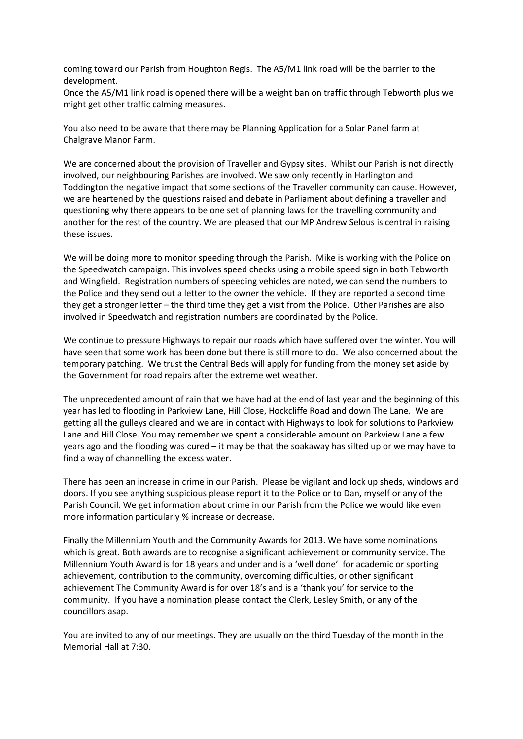coming toward our Parish from Houghton Regis. The A5/M1 link road will be the barrier to the development.
Once the A5/M1 link road is opened there will be a weight ban on traffic through Tebworth plus we might get other traffic calming measures.

You also need to be aware that there may be Planning Application for a Solar Panel farm at Chalgrave Manor Farm.

We are concerned about the provision of Traveller and Gypsy sites. Whilst our Parish is not directly involved, our neighbouring Parishes are involved. We saw only recently in Harlington and Toddington the negative impact that some sections of the Traveller community can cause. However, we are heartened by the questions raised and debate in Parliament about defining a traveller and questioning why there appears to be one set of planning laws for the travelling community and another for the rest of the country. We are pleased that our MP Andrew Selous is central in raising these issues.

We will be doing more to monitor speeding through the Parish. Mike is working with the Police on the Speedwatch campaign. This involves speed checks using a mobile speed sign in both Tebworth and Wingfield. Registration numbers of speeding vehicles are noted, we can send the numbers to the Police and they send out a letter to the owner the vehicle. If they are reported a second time they get a stronger letter – the third time they get a visit from the Police. Other Parishes are also involved in Speedwatch and registration numbers are coordinated by the Police.

We continue to pressure Highways to repair our roads which have suffered over the winter. You will have seen that some work has been done but there is still more to do. We also concerned about the temporary patching. We trust the Central Beds will apply for funding from the money set aside by the Government for road repairs after the extreme wet weather.

The unprecedented amount of rain that we have had at the end of last year and the beginning of this year has led to flooding in Parkview Lane, Hill Close, Hockcliffe Road and down The Lane. We are getting all the gulleys cleared and we are in contact with Highways to look for solutions to Parkview Lane and Hill Close. You may remember we spent a considerable amount on Parkview Lane a few years ago and the flooding was cured – it may be that the soakaway has silted up or we may have to find a way of channelling the excess water.

There has been an increase in crime in our Parish. Please be vigilant and lock up sheds, windows and doors. If you see anything suspicious please report it to the Police or to Dan, myself or any of the Parish Council. We get information about crime in our Parish from the Police we would like even more information particularly % increase or decrease.

Finally the Millennium Youth and the Community Awards for 2013. We have some nominations which is great. Both awards are to recognise a significant achievement or community service. The Millennium Youth Award is for 18 years and under and is a 'well done' for academic or sporting achievement, contribution to the community, overcoming difficulties, or other significant achievement The Community Award is for over 18's and is a 'thank you' for service to the community. If you have a nomination please contact the Clerk, Lesley Smith, or any of the councillors asap.

You are invited to any of our meetings. They are usually on the third Tuesday of the month in the Memorial Hall at 7:30.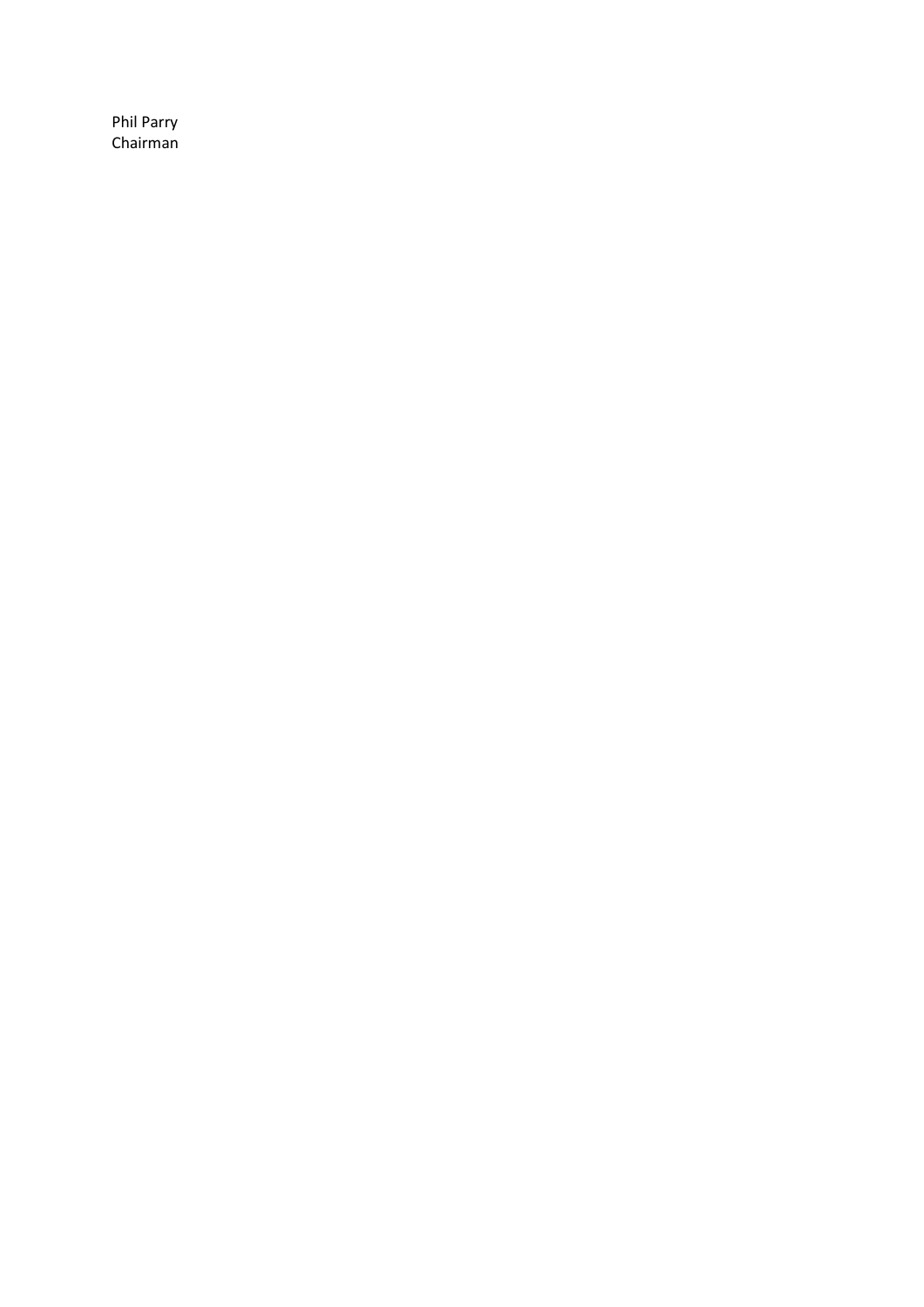Phil Parry
Chairman